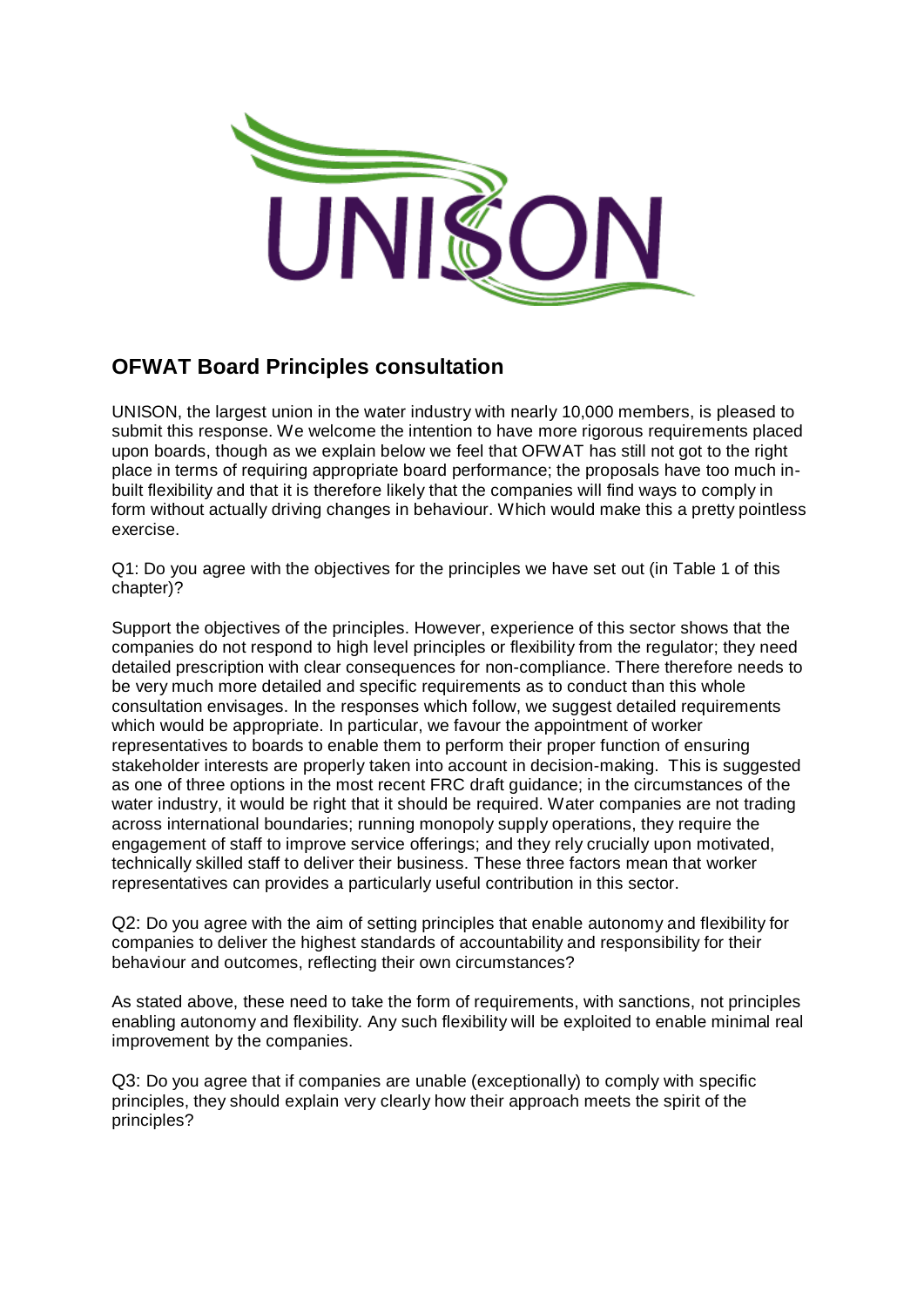## OFWAT Board Principles consultation

UNISON, the largest union in the water industry with nearly 10,000 members, is pleased to submit this response. We welcome the intention to have more rigorous requirements placed upon boards, though as we explain below we feel that OFWAT has still not got to the right place in terms of requiring appropriate board performance; the proposals have too much in-built flexibility and that it is therefore likely that the companies will find ways to comply in form without actually driving changes in behaviour. Which would make this a pretty pointless exercise.

Q1: Do you agree with the objectives for the principles we have set out (in Table 1 of this chapter)?

Support the objectives of the principles. However, experience of this sector shows that the companies do not respond to high level principles or flexibility from the regulator; they need detailed prescription with clear consequences for non-compliance. There therefore needs to be very much more detailed and specific requirements as to conduct than this whole consultation envisages. In the responses which follow, we suggest detailed requirements which would be appropriate. In particular, we favour the appointment of worker representatives to boards to enable them to perform their proper function of ensuring stakeholder interests are properly taken into account in decision-making. This is suggested as one of three options in the most recent FRC draft guidance; in the circumstances of the water industry, it would be right that it should be required. Water companies are not trading across international boundaries; running monopoly supply operations, they require the engagement of staff to improve service offerings; and they rely crucially upon motivated, technically skilled staff to deliver their business. These three factors mean that worker representatives can provides a particularly useful contribution in this sector.

Q2: Do you agree with the aim of setting principles that enable autonomy and flexibility for companies to deliver the highest standards of accountability and responsibility for their behaviour and outcomes, reflecting their own circumstances?

As stated above, these need to take the form of requirements, with sanctions, not principles enabling autonomy and flexibility. Any such flexibility will be exploited to enable minimal real improvement by the companies.

Q3: Do you agree that if companies are unable (exceptionally) to comply with specific principles, they should explain very clearly how their approach meets the spirit of the principles?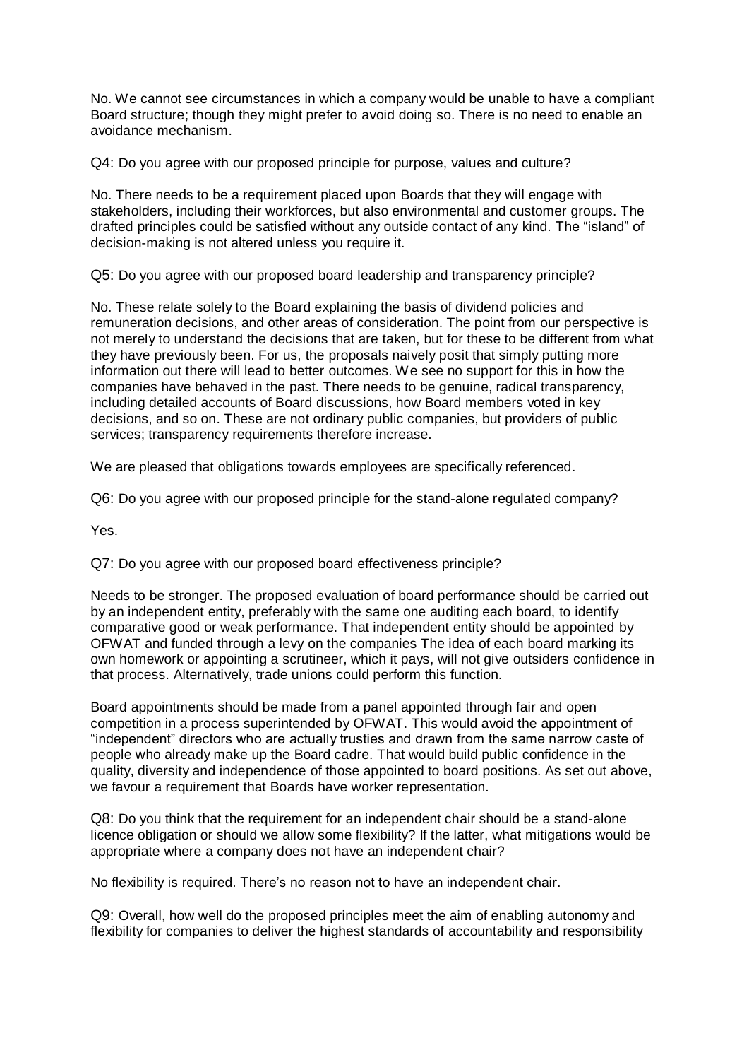No. We cannot see circumstances in which a company would be unable to have a compliant Board structure; though they might prefer to avoid doing so. There is no need to enable an avoidance mechanism.

Q4: Do you agree with our proposed principle for purpose, values and culture?

No. There needs to be a requirement placed upon Boards that they will engage with stakeholders, including their workforces, but also environmental and customer groups. The drafted principles could be satisfied without any outside contact of any kind. The "island" of decision-making is not altered unless you require it.

Q5: Do you agree with our proposed board leadership and transparency principle?

No. These relate solely to the Board explaining the basis of dividend policies and remuneration decisions, and other areas of consideration. The point from our perspective is not merely to understand the decisions that are taken, but for these to be different from what they have previously been. For us, the proposals naively posit that simply putting more information out there will lead to better outcomes. We see no support for this in how the companies have behaved in the past. There needs to be genuine, radical transparency, including detailed accounts of Board discussions, how Board members voted in key decisions, and so on. These are not ordinary public companies, but providers of public services; transparency requirements therefore increase.

We are pleased that obligations towards employees are specifically referenced.

Q6: Do you agree with our proposed principle for the stand-alone regulated company?

Yes.

Q7: Do you agree with our proposed board effectiveness principle?

Needs to be stronger. The proposed evaluation of board performance should be carried out by an independent entity, preferably with the same one auditing each board, to identify comparative good or weak performance. That independent entity should be appointed by OFWAT and funded through a levy on the companies The idea of each board marking its own homework or appointing a scrutineer, which it pays, will not give outsiders confidence in that process. Alternatively, trade unions could perform this function.

Board appointments should be made from a panel appointed through fair and open competition in a process superintended by OFWAT. This would avoid the appointment of "independent" directors who are actually trusties and drawn from the same narrow caste of people who already make up the Board cadre. That would build public confidence in the quality, diversity and independence of those appointed to board positions. As set out above, we favour a requirement that Boards have worker representation.

Q8: Do you think that the requirement for an independent chair should be a stand-alone licence obligation or should we allow some flexibility? If the latter, what mitigations would be appropriate where a company does not have an independent chair?

No flexibility is required. There's no reason not to have an independent chair.

Q9: Overall, how well do the proposed principles meet the aim of enabling autonomy and flexibility for companies to deliver the highest standards of accountability and responsibility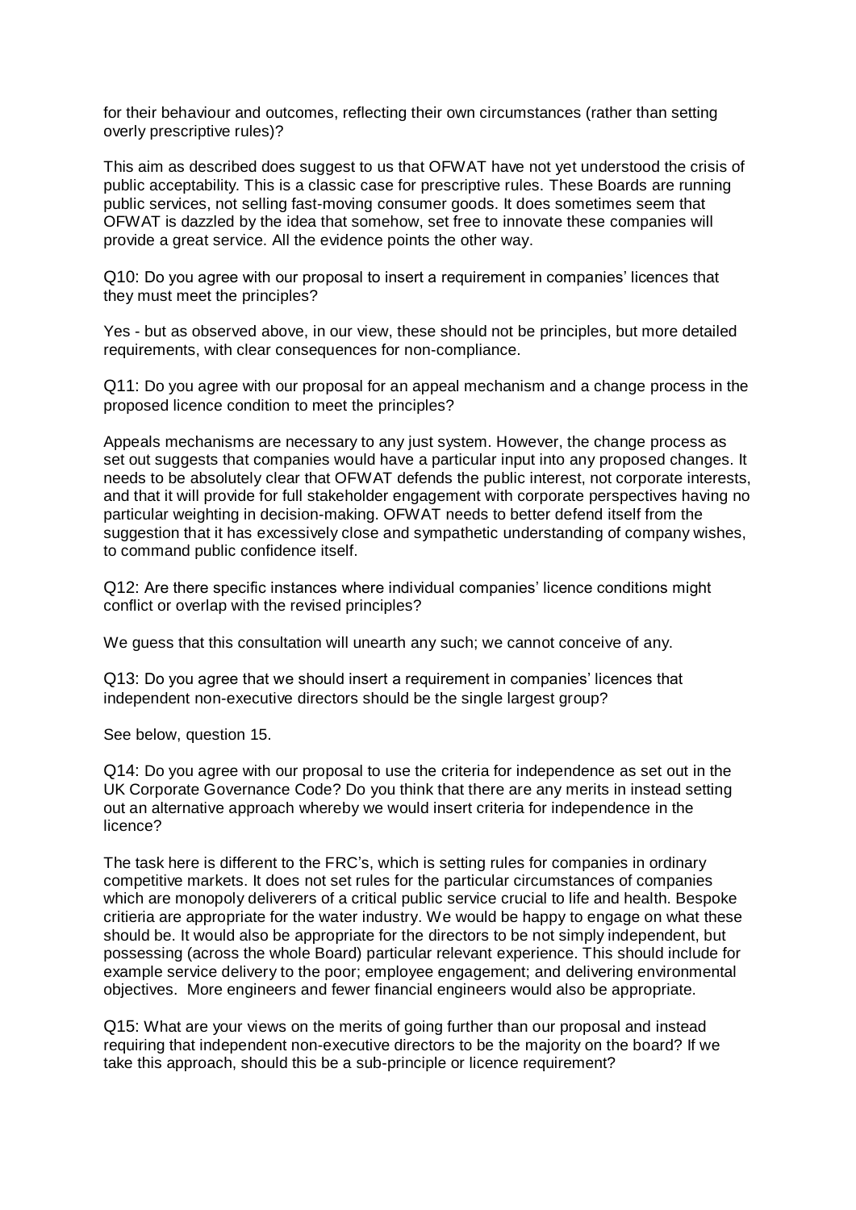for their behaviour and outcomes, reflecting their own circumstances (rather than setting overly prescriptive rules)?

This aim as described does suggest to us that OFWAT have not yet understood the crisis of public acceptability. This is a classic case for prescriptive rules. These Boards are running public services, not selling fast-moving consumer goods. It does sometimes seem that OFWAT is dazzled by the idea that somehow, set free to innovate these companies will provide a great service. All the evidence points the other way.

Q10: Do you agree with our proposal to insert a requirement in companies' licences that they must meet the principles?

Yes - but as observed above, in our view, these should not be principles, but more detailed requirements, with clear consequences for non-compliance.

Q11: Do you agree with our proposal for an appeal mechanism and a change process in the proposed licence condition to meet the principles?

Appeals mechanisms are necessary to any just system. However, the change process as set out suggests that companies would have a particular input into any proposed changes. It needs to be absolutely clear that OFWAT defends the public interest, not corporate interests, and that it will provide for full stakeholder engagement with corporate perspectives having no particular weighting in decision-making. OFWAT needs to better defend itself from the suggestion that it has excessively close and sympathetic understanding of company wishes, to command public confidence itself.

Q12: Are there specific instances where individual companies' licence conditions might conflict or overlap with the revised principles?

We guess that this consultation will unearth any such; we cannot conceive of any.

Q13: Do you agree that we should insert a requirement in companies' licences that independent non-executive directors should be the single largest group?

See below, question 15.

Q14: Do you agree with our proposal to use the criteria for independence as set out in the UK Corporate Governance Code? Do you think that there are any merits in instead setting out an alternative approach whereby we would insert criteria for independence in the licence?

The task here is different to the FRC's, which is setting rules for companies in ordinary competitive markets. It does not set rules for the particular circumstances of companies which are monopoly deliverers of a critical public service crucial to life and health. Bespoke critieria are appropriate for the water industry. We would be happy to engage on what these should be. It would also be appropriate for the directors to be not simply independent, but possessing (across the whole Board) particular relevant experience. This should include for example service delivery to the poor; employee engagement; and delivering environmental objectives. More engineers and fewer financial engineers would also be appropriate.

Q15: What are your views on the merits of going further than our proposal and instead requiring that independent non-executive directors to be the majority on the board? If we take this approach, should this be a sub-principle or licence requirement?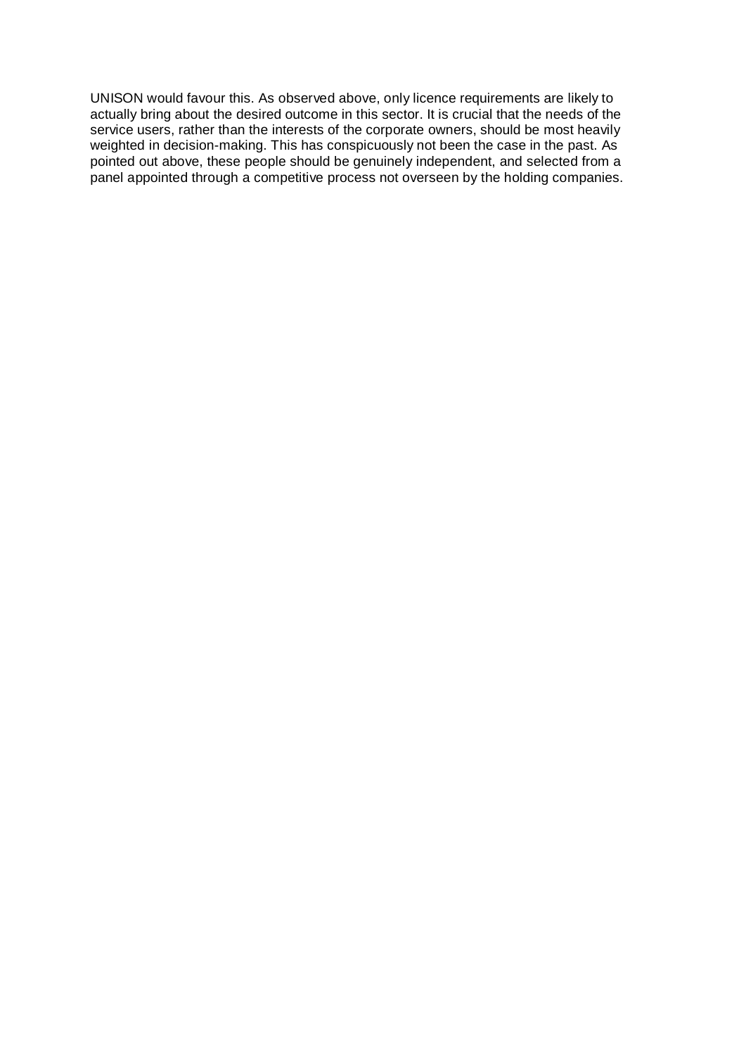UNISON would favour this. As observed above, only licence requirements are likely to actually bring about the desired outcome in this sector. It is crucial that the needs of the service users, rather than the interests of the corporate owners, should be most heavily weighted in decision-making. This has conspicuously not been the case in the past. As pointed out above, these people should be genuinely independent, and selected from a panel appointed through a competitive process not overseen by the holding companies.